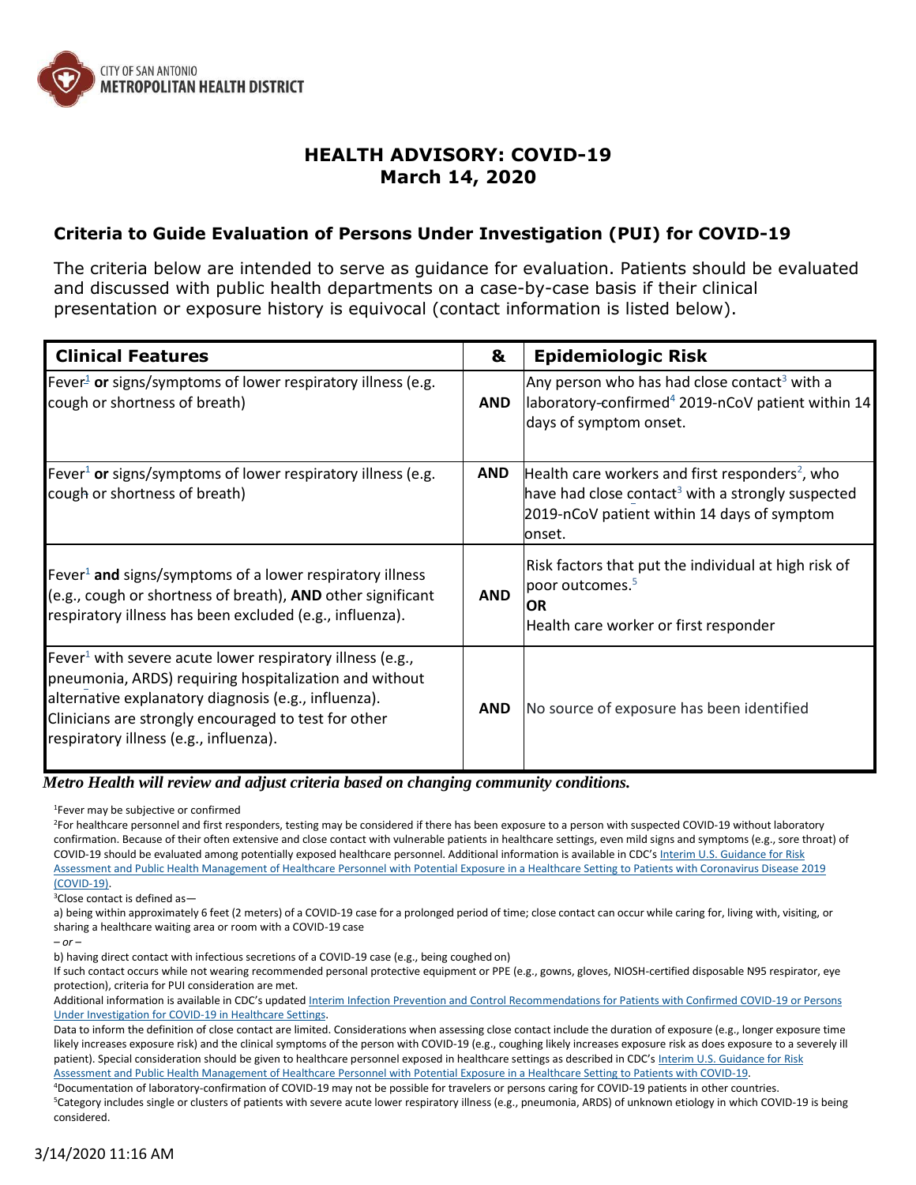CITY OF SAN ANTONIO
**METROPOLITAN HEALTH DISTRICT**

# HEALTH ADVISORY: COVID-19
## March 14, 2020

### Criteria to Guide Evaluation of Persons Under Investigation (PUI) for COVID-19

The criteria below are intended to serve as guidance for evaluation. Patients should be evaluated and discussed with public health departments on a case-by-case basis if their clinical presentation or exposure history is equivocal (contact information is listed below).

| Clinical Features | & | Epidemiologic Risk |
|---|---|---|
| Fever[1] **or** signs/symptoms of lower respiratory illness (e.g. cough or shortness of breath) | **AND** | Any person who has had close contact[3] with a laboratory-confirmed[4] 2019-nCoV patient within 14 days of symptom onset. |
| Fever[1] **or** signs/symptoms of lower respiratory illness (e.g. cough or shortness of breath) | **AND** | Health care workers and first responders[2], who have had close contact[3] with a strongly suspected 2019-nCoV patient within 14 days of symptom onset. |
| Fever[1] **and** signs/symptoms of a lower respiratory illness (e.g., cough or shortness of breath), **AND** other significant respiratory illness has been excluded (e.g., influenza). | **AND** | Risk factors that put the individual at high risk of poor outcomes.[5] **OR** Health care worker or first responder |
| Fever[1] with severe acute lower respiratory illness (e.g., pneumonia, ARDS) requiring hospitalization and without alternative explanatory diagnosis (e.g., influenza). Clinicians are strongly encouraged to test for other respiratory illness (e.g., influenza). | **AND** | No source of exposure has been identified |

***Metro Health will review and adjust criteria based on changing community conditions.***

[1]Fever may be subjective or confirmed

[2]For healthcare personnel and first responders, testing may be considered if there has been exposure to a person with suspected COVID-19 without laboratory confirmation. Because of their often extensive and close contact with vulnerable patients in healthcare settings, even mild signs and symptoms (e.g., sore throat) of COVID-19 should be evaluated among potentially exposed healthcare personnel. Additional information is available in CDC's Interim U.S. Guidance for Risk Assessment and Public Health Management of Healthcare Personnel with Potential Exposure in a Healthcare Setting to Patients with Coronavirus Disease 2019 (COVID-19).

[3]Close contact is defined as—

a) being within approximately 6 feet (2 meters) of a COVID-19 case for a prolonged period of time; close contact can occur while caring for, living with, visiting, or sharing a healthcare waiting area or room with a COVID-19 case

*– or –*

b) having direct contact with infectious secretions of a COVID-19 case (e.g., being coughed on)

If such contact occurs while not wearing recommended personal protective equipment or PPE (e.g., gowns, gloves, NIOSH-certified disposable N95 respirator, eye protection), criteria for PUI consideration are met.

Additional information is available in CDC's updated Interim Infection Prevention and Control Recommendations for Patients with Confirmed COVID-19 or Persons Under Investigation for COVID-19 in Healthcare Settings.

Data to inform the definition of close contact are limited. Considerations when assessing close contact include the duration of exposure (e.g., longer exposure time likely increases exposure risk) and the clinical symptoms of the person with COVID-19 (e.g., coughing likely increases exposure risk as does exposure to a severely ill patient). Special consideration should be given to healthcare personnel exposed in healthcare settings as described in CDC's Interim U.S. Guidance for Risk Assessment and Public Health Management of Healthcare Personnel with Potential Exposure in a Healthcare Setting to Patients with COVID-19.

[4]Documentation of laboratory-confirmation of COVID-19 may not be possible for travelers or persons caring for COVID-19 patients in other countries.

[5]Category includes single or clusters of patients with severe acute lower respiratory illness (e.g., pneumonia, ARDS) of unknown etiology in which COVID-19 is being considered.

3/14/2020 11:16 AM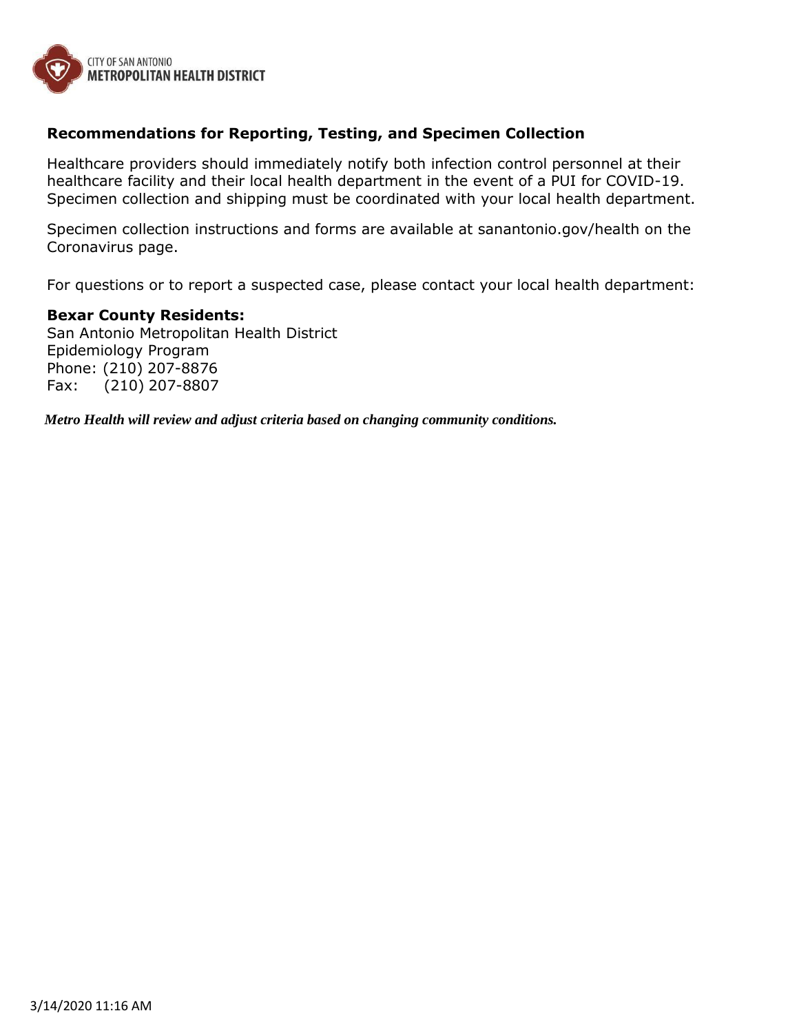CITY OF SAN ANTONIO
METROPOLITAN HEALTH DISTRICT

## Recommendations for Reporting, Testing, and Specimen Collection

Healthcare providers should immediately notify both infection control personnel at their healthcare facility and their local health department in the event of a PUI for COVID-19. Specimen collection and shipping must be coordinated with your local health department.

Specimen collection instructions and forms are available at sanantonio.gov/health on the Coronavirus page.

For questions or to report a suspected case, please contact your local health department:

**Bexar County Residents:**
San Antonio Metropolitan Health District
Epidemiology Program
Phone: (210) 207-8876
Fax: (210) 207-8807

***Metro Health will review and adjust criteria based on changing community conditions.***

3/14/2020 11:16 AM